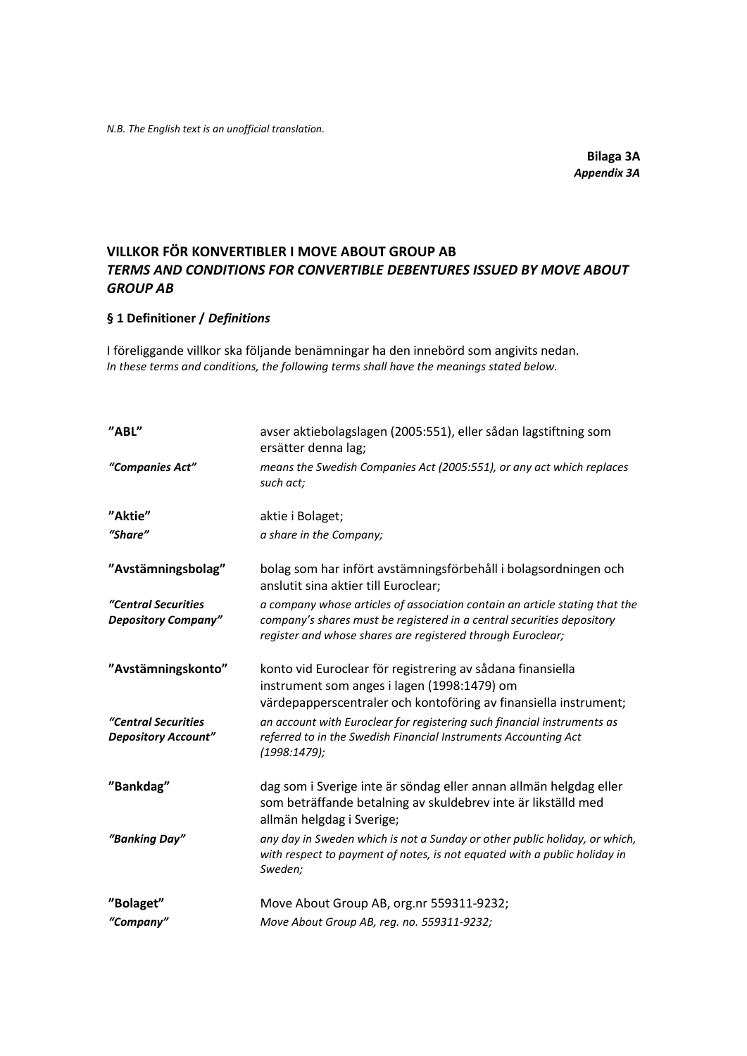*N.B. The English text is an unofficial translation.*

**Bilaga 3A**
***Appendix 3A***

## VILLKOR FÖR KONVERTIBLER I MOVE ABOUT GROUP AB
## *TERMS AND CONDITIONS FOR CONVERTIBLE DEBENTURES ISSUED BY MOVE ABOUT GROUP AB*

### § 1 Definitioner / *Definitions*

I föreliggande villkor ska följande benämningar ha den innebörd som angivits nedan.
*In these terms and conditions, the following terms shall have the meanings stated below.*

| | |
|---|---|
| **”ABL”** | avser aktiebolagslagen (2005:551), eller sådan lagstiftning som ersätter denna lag; |
| ***“Companies Act”*** | *means the Swedish Companies Act (2005:551), or any act which replaces such act;* |
| **”Aktie”** | aktie i Bolaget; |
| ***“Share”*** | *a share in the Company;* |
| **”Avstämningsbolag”** | bolag som har infört avstämningsförbehåll i bolagsordningen och anslutit sina aktier till Euroclear; |
| ***“Central Securities Depository Company”*** | *a company whose articles of association contain an article stating that the company’s shares must be registered in a central securities depository register and whose shares are registered through Euroclear;* |
| **”Avstämningskonto”** | konto vid Euroclear för registrering av sådana finansiella instrument som anges i lagen (1998:1479) om värdepapperscentraler och kontoföring av finansiella instrument; |
| ***“Central Securities Depository Account”*** | *an account with Euroclear for registering such financial instruments as referred to in the Swedish Financial Instruments Accounting Act (1998:1479);* |
| **”Bankdag”** | dag som i Sverige inte är söndag eller annan allmän helgdag eller som beträffande betalning av skuldebrev inte är likställd med allmän helgdag i Sverige; |
| ***“Banking Day”*** | *any day in Sweden which is not a Sunday or other public holiday, or which, with respect to payment of notes, is not equated with a public holiday in Sweden;* |
| **”Bolaget”** | Move About Group AB, org.nr 559311-9232; |
| ***“Company”*** | *Move About Group AB, reg. no. 559311-9232;* |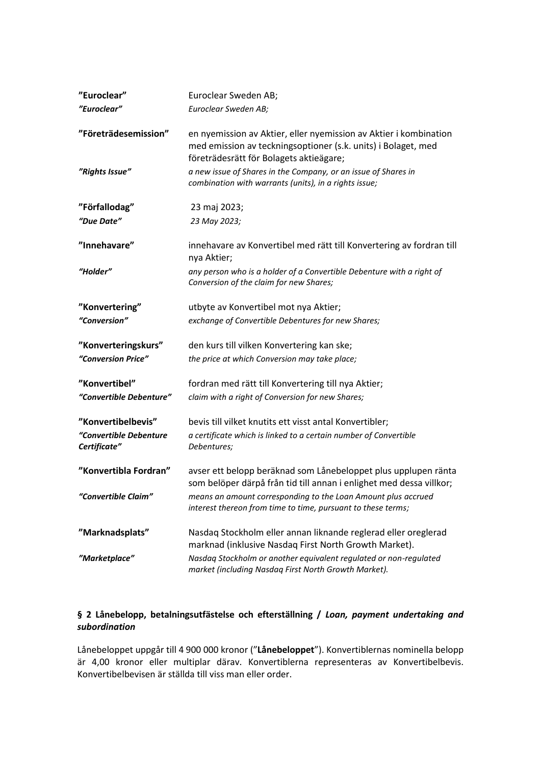| | |
|---|---|
| **”Euroclear”** | Euroclear Sweden AB; |
| ***”Euroclear”*** | *Euroclear Sweden AB;* |
| **”Företrädesemission”** | en nyemission av Aktier, eller nyemission av Aktier i kombination med emission av teckningsoptioner (s.k. units) i Bolaget, med företrädesrätt för Bolagets aktieägare; |
| ***”Rights Issue”*** | *a new issue of Shares in the Company, or an issue of Shares in combination with warrants (units), in a rights issue;* |
| **”Förfallodag”** | 23 maj 2023; |
| ***“Due Date”*** | *23 May 2023;* |
| **”Innehavare”** | innehavare av Konvertibel med rätt till Konvertering av fordran till nya Aktier; |
| ***“Holder”*** | *any person who is a holder of a Convertible Debenture with a right of Conversion of the claim for new Shares;* |
| **”Konvertering”** | utbyte av Konvertibel mot nya Aktier; |
| ***“Conversion”*** | *exchange of Convertible Debentures for new Shares;* |
| **”Konverteringskurs”** | den kurs till vilken Konvertering kan ske; |
| ***“Conversion Price”*** | *the price at which Conversion may take place;* |
| **”Konvertibel”** | fordran med rätt till Konvertering till nya Aktier; |
| ***“Convertible Debenture”*** | *claim with a right of Conversion for new Shares;* |
| **”Konvertibelbevis”** | bevis till vilket knutits ett visst antal Konvertibler; |
| ***“Convertible Debenture Certificate”*** | *a certificate which is linked to a certain number of Convertible Debentures;* |
| **”Konvertibla Fordran”** | avser ett belopp beräknad som Lånebeloppet plus upplupen ränta som belöper därpå från tid till annan i enlighet med dessa villkor; |
| ***“Convertible Claim”*** | *means an amount corresponding to the Loan Amount plus accrued interest thereon from time to time, pursuant to these terms;* |
| **”Marknadsplats”** | Nasdaq Stockholm eller annan liknande reglerad eller oreglerad marknad (inklusive Nasdaq First North Growth Market). |
| ***”Marketplace”*** | *Nasdaq Stockholm or another equivalent regulated or non-regulated market (including Nasdaq First North Growth Market).* |

## § 2 Lånebelopp, betalningsutfästelse och efterställning / *Loan, payment undertaking and subordination*

Lånebeloppet uppgår till 4 900 000 kronor (”**Lånebeloppet**”). Konvertiblernas nominella belopp är 4,00 kronor eller multiplar därav. Konvertiblerna representeras av Konvertibelbevis. Konvertibelbevisen är ställda till viss man eller order.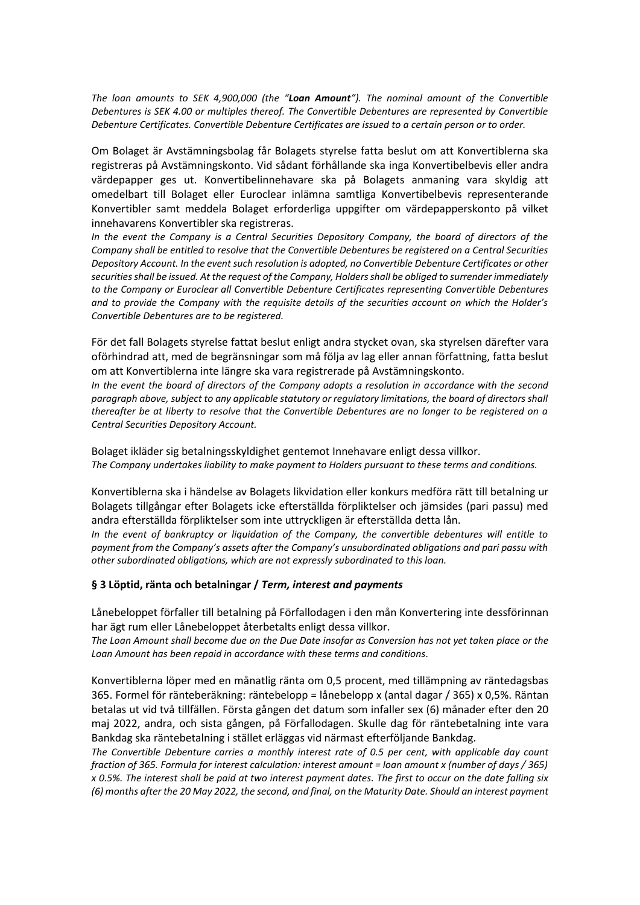*The loan amounts to SEK 4,900,000 (the "**Loan Amount**"). The nominal amount of the Convertible Debentures is SEK 4.00 or multiples thereof. The Convertible Debentures are represented by Convertible Debenture Certificates. Convertible Debenture Certificates are issued to a certain person or to order.*

Om Bolaget är Avstämningsbolag får Bolagets styrelse fatta beslut om att Konvertiblerna ska registreras på Avstämningskonto. Vid sådant förhållande ska inga Konvertibelbevis eller andra värdepapper ges ut. Konvertibelinnehavare ska på Bolagets anmaning vara skyldig att omedelbart till Bolaget eller Euroclear inlämna samtliga Konvertibelbevis representerande Konvertibler samt meddela Bolaget erforderliga uppgifter om värdepapperskonto på vilket innehavarens Konvertibler ska registreras.
*In the event the Company is a Central Securities Depository Company, the board of directors of the Company shall be entitled to resolve that the Convertible Debentures be registered on a Central Securities Depository Account. In the event such resolution is adopted, no Convertible Debenture Certificates or other securities shall be issued. At the request of the Company, Holders shall be obliged to surrender immediately to the Company or Euroclear all Convertible Debenture Certificates representing Convertible Debentures and to provide the Company with the requisite details of the securities account on which the Holder's Convertible Debentures are to be registered.*

För det fall Bolagets styrelse fattat beslut enligt andra stycket ovan, ska styrelsen därefter vara oförhindrad att, med de begränsningar som må följa av lag eller annan författning, fatta beslut om att Konvertiblerna inte längre ska vara registrerade på Avstämningskonto.
*In the event the board of directors of the Company adopts a resolution in accordance with the second paragraph above, subject to any applicable statutory or regulatory limitations, the board of directors shall thereafter be at liberty to resolve that the Convertible Debentures are no longer to be registered on a Central Securities Depository Account.*

Bolaget ikläder sig betalningsskyldighet gentemot Innehavare enligt dessa villkor.
*The Company undertakes liability to make payment to Holders pursuant to these terms and conditions.*

Konvertiblerna ska i händelse av Bolagets likvidation eller konkurs medföra rätt till betalning ur Bolagets tillgångar efter Bolagets icke efterställda förpliktelser och jämsides (pari passu) med andra efterställda förpliktelser som inte uttryckligen är efterställda detta lån.
*In the event of bankruptcy or liquidation of the Company, the convertible debentures will entitle to payment from the Company's assets after the Company's unsubordinated obligations and pari passu with other subordinated obligations, which are not expressly subordinated to this loan.*

### § 3 Löptid, ränta och betalningar / *Term, interest and payments*

Lånebeloppet förfaller till betalning på Förfallodagen i den mån Konvertering inte dessförinnan har ägt rum eller Lånebeloppet återbetalts enligt dessa villkor.
*The Loan Amount shall become due on the Due Date insofar as Conversion has not yet taken place or the Loan Amount has been repaid in accordance with these terms and conditions.*

Konvertiblerna löper med en månatlig ränta om 0,5 procent, med tillämpning av räntedagsbas 365. Formel för ränteberäkning: räntebelopp = lånebelopp x (antal dagar / 365) x 0,5%. Räntan betalas ut vid två tillfällen. Första gången det datum som infaller sex (6) månader efter den 20 maj 2022, andra, och sista gången, på Förfallodagen. Skulle dag för räntebetalning inte vara Bankdag ska räntebetalning i stället erläggas vid närmast efterföljande Bankdag.
*The Convertible Debenture carries a monthly interest rate of 0.5 per cent, with applicable day count fraction of 365. Formula for interest calculation: interest amount = loan amount x (number of days / 365) x 0.5%. The interest shall be paid at two interest payment dates. The first to occur on the date falling six (6) months after the 20 May 2022, the second, and final, on the Maturity Date. Should an interest payment*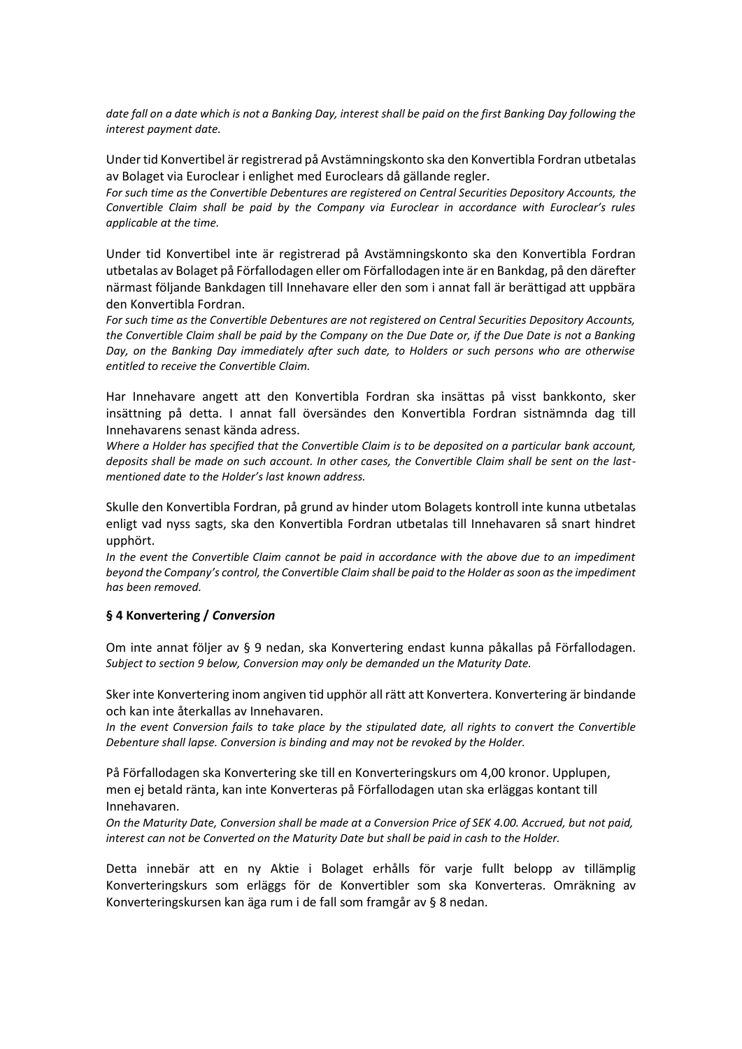*date fall on a date which is not a Banking Day, interest shall be paid on the first Banking Day following the interest payment date.*

Under tid Konvertibel är registrerad på Avstämningskonto ska den Konvertibla Fordran utbetalas av Bolaget via Euroclear i enlighet med Euroclears då gällande regler.
*For such time as the Convertible Debentures are registered on Central Securities Depository Accounts, the Convertible Claim shall be paid by the Company via Euroclear in accordance with Euroclear's rules applicable at the time.*

Under tid Konvertibel inte är registrerad på Avstämningskonto ska den Konvertibla Fordran utbetalas av Bolaget på Förfallodagen eller om Förfallodagen inte är en Bankdag, på den därefter närmast följande Bankdagen till Innehavare eller den som i annat fall är berättigad att uppbära den Konvertibla Fordran.
*For such time as the Convertible Debentures are not registered on Central Securities Depository Accounts, the Convertible Claim shall be paid by the Company on the Due Date or, if the Due Date is not a Banking Day, on the Banking Day immediately after such date, to Holders or such persons who are otherwise entitled to receive the Convertible Claim.*

Har Innehavare angett att den Konvertibla Fordran ska insättas på visst bankkonto, sker insättning på detta. I annat fall översändes den Konvertibla Fordran sistnämnda dag till Innehavarens senast kända adress.
*Where a Holder has specified that the Convertible Claim is to be deposited on a particular bank account, deposits shall be made on such account. In other cases, the Convertible Claim shall be sent on the last-mentioned date to the Holder's last known address.*

Skulle den Konvertibla Fordran, på grund av hinder utom Bolagets kontroll inte kunna utbetalas enligt vad nyss sagts, ska den Konvertibla Fordran utbetalas till Innehavaren så snart hindret upphört.
*In the event the Convertible Claim cannot be paid in accordance with the above due to an impediment beyond the Company's control, the Convertible Claim shall be paid to the Holder as soon as the impediment has been removed.*

### § 4 Konvertering / *Conversion*

Om inte annat följer av § 9 nedan, ska Konvertering endast kunna påkallas på Förfallodagen.
*Subject to section 9 below, Conversion may only be demanded un the Maturity Date.*

Sker inte Konvertering inom angiven tid upphör all rätt att Konvertera. Konvertering är bindande och kan inte återkallas av Innehavaren.
*In the event Conversion fails to take place by the stipulated date, all rights to convert the Convertible Debenture shall lapse. Conversion is binding and may not be revoked by the Holder.*

På Förfallodagen ska Konvertering ske till en Konverteringskurs om 4,00 kronor. Upplupen, men ej betald ränta, kan inte Konverteras på Förfallodagen utan ska erläggas kontant till Innehavaren.
*On the Maturity Date, Conversion shall be made at a Conversion Price of SEK 4.00. Accrued, but not paid, interest can not be Converted on the Maturity Date but shall be paid in cash to the Holder.*

Detta innebär att en ny Aktie i Bolaget erhålls för varje fullt belopp av tillämplig Konverteringskurs som erläggs för de Konvertibler som ska Konverteras. Omräkning av Konverteringskursen kan äga rum i de fall som framgår av § 8 nedan.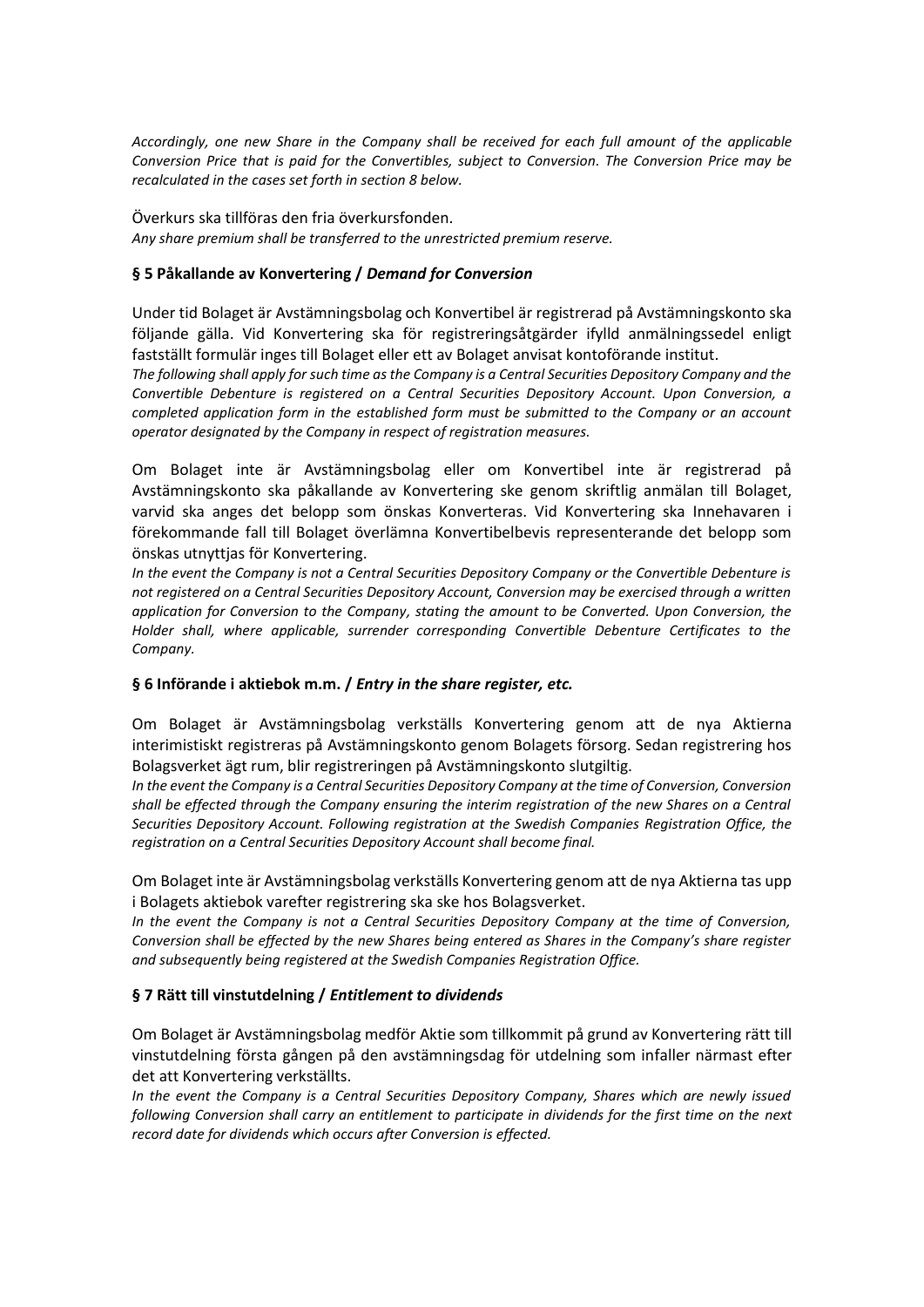*Accordingly, one new Share in the Company shall be received for each full amount of the applicable Conversion Price that is paid for the Convertibles, subject to Conversion. The Conversion Price may be recalculated in the cases set forth in section 8 below.*

Överkurs ska tillföras den fria överkursfonden.
*Any share premium shall be transferred to the unrestricted premium reserve.*

### § 5 Påkallande av Konvertering / *Demand for Conversion*

Under tid Bolaget är Avstämningsbolag och Konvertibel är registrerad på Avstämningskonto ska följande gälla. Vid Konvertering ska för registreringsåtgärder ifylld anmälningssedel enligt fastställt formulär inges till Bolaget eller ett av Bolaget anvisat kontoförande institut.
*The following shall apply for such time as the Company is a Central Securities Depository Company and the Convertible Debenture is registered on a Central Securities Depository Account. Upon Conversion, a completed application form in the established form must be submitted to the Company or an account operator designated by the Company in respect of registration measures.*

Om Bolaget inte är Avstämningsbolag eller om Konvertibel inte är registrerad på Avstämningskonto ska påkallande av Konvertering ske genom skriftlig anmälan till Bolaget, varvid ska anges det belopp som önskas Konverteras. Vid Konvertering ska Innehavaren i förekommande fall till Bolaget överlämna Konvertibelbevis representerande det belopp som önskas utnyttjas för Konvertering.
*In the event the Company is not a Central Securities Depository Company or the Convertible Debenture is not registered on a Central Securities Depository Account, Conversion may be exercised through a written application for Conversion to the Company, stating the amount to be Converted. Upon Conversion, the Holder shall, where applicable, surrender corresponding Convertible Debenture Certificates to the Company.*

### § 6 Införande i aktiebok m.m. / *Entry in the share register, etc.*

Om Bolaget är Avstämningsbolag verkställs Konvertering genom att de nya Aktierna interimistiskt registreras på Avstämningskonto genom Bolagets försorg. Sedan registrering hos Bolagsverket ägt rum, blir registreringen på Avstämningskonto slutgiltig.
*In the event the Company is a Central Securities Depository Company at the time of Conversion, Conversion shall be effected through the Company ensuring the interim registration of the new Shares on a Central Securities Depository Account. Following registration at the Swedish Companies Registration Office, the registration on a Central Securities Depository Account shall become final.*

Om Bolaget inte är Avstämningsbolag verkställs Konvertering genom att de nya Aktierna tas upp i Bolagets aktiebok varefter registrering ska ske hos Bolagsverket.
*In the event the Company is not a Central Securities Depository Company at the time of Conversion, Conversion shall be effected by the new Shares being entered as Shares in the Company's share register and subsequently being registered at the Swedish Companies Registration Office.*

### § 7 Rätt till vinstutdelning / *Entitlement to dividends*

Om Bolaget är Avstämningsbolag medför Aktie som tillkommit på grund av Konvertering rätt till vinstutdelning första gången på den avstämningsdag för utdelning som infaller närmast efter det att Konvertering verkställts.
*In the event the Company is a Central Securities Depository Company, Shares which are newly issued following Conversion shall carry an entitlement to participate in dividends for the first time on the next record date for dividends which occurs after Conversion is effected.*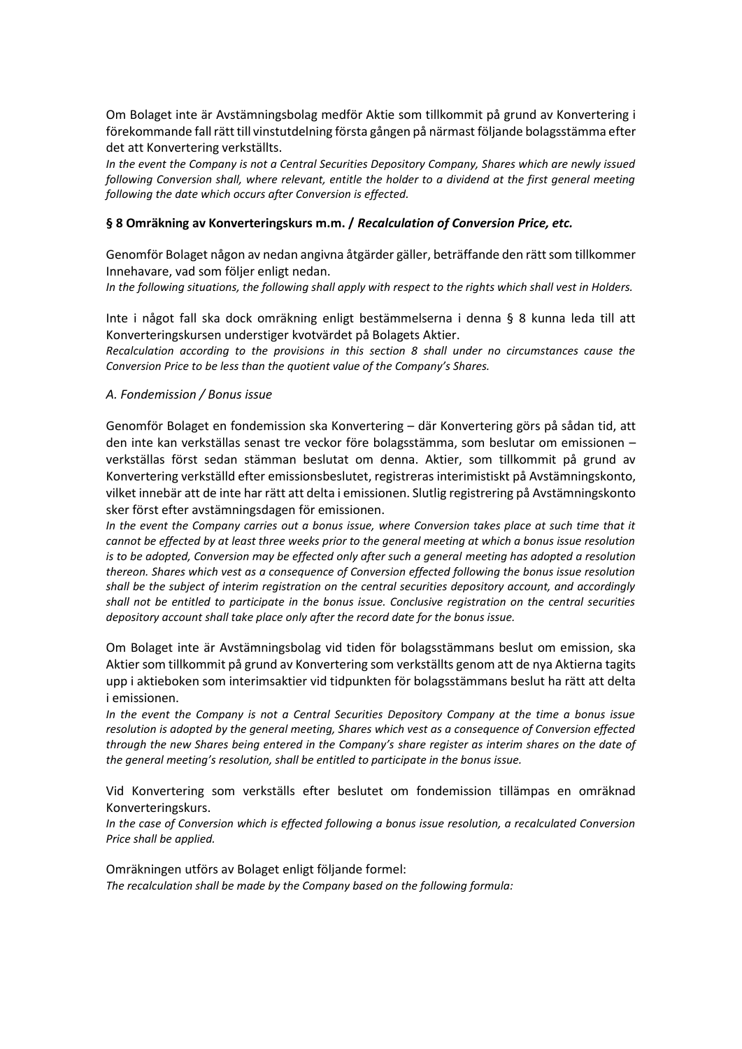Om Bolaget inte är Avstämningsbolag medför Aktie som tillkommit på grund av Konvertering i förekommande fall rätt till vinstutdelning första gången på närmast följande bolagsstämma efter det att Konvertering verkställts.

*In the event the Company is not a Central Securities Depository Company, Shares which are newly issued following Conversion shall, where relevant, entitle the holder to a dividend at the first general meeting following the date which occurs after Conversion is effected.*

## § 8 Omräkning av Konverteringskurs m.m. / *Recalculation of Conversion Price, etc.*

Genomför Bolaget någon av nedan angivna åtgärder gäller, beträffande den rätt som tillkommer Innehavare, vad som följer enligt nedan.

*In the following situations, the following shall apply with respect to the rights which shall vest in Holders.*

Inte i något fall ska dock omräkning enligt bestämmelserna i denna § 8 kunna leda till att Konverteringskursen understiger kvotvärdet på Bolagets Aktier.

*Recalculation according to the provisions in this section 8 shall under no circumstances cause the Conversion Price to be less than the quotient value of the Company's Shares.*

### *A. Fondemission / Bonus issue*

Genomför Bolaget en fondemission ska Konvertering – där Konvertering görs på sådan tid, att den inte kan verkställas senast tre veckor före bolagsstämma, som beslutar om emissionen – verkställas först sedan stämman beslutat om denna. Aktier, som tillkommit på grund av Konvertering verkställd efter emissionsbeslutet, registreras interimistiskt på Avstämningskonto, vilket innebär att de inte har rätt att delta i emissionen. Slutlig registrering på Avstämningskonto sker först efter avstämningsdagen för emissionen.

*In the event the Company carries out a bonus issue, where Conversion takes place at such time that it cannot be effected by at least three weeks prior to the general meeting at which a bonus issue resolution is to be adopted, Conversion may be effected only after such a general meeting has adopted a resolution thereon. Shares which vest as a consequence of Conversion effected following the bonus issue resolution shall be the subject of interim registration on the central securities depository account, and accordingly shall not be entitled to participate in the bonus issue. Conclusive registration on the central securities depository account shall take place only after the record date for the bonus issue.*

Om Bolaget inte är Avstämningsbolag vid tiden för bolagsstämmans beslut om emission, ska Aktier som tillkommit på grund av Konvertering som verkställts genom att de nya Aktierna tagits upp i aktieboken som interimsaktier vid tidpunkten för bolagsstämmans beslut ha rätt att delta i emissionen.

*In the event the Company is not a Central Securities Depository Company at the time a bonus issue resolution is adopted by the general meeting, Shares which vest as a consequence of Conversion effected through the new Shares being entered in the Company's share register as interim shares on the date of the general meeting's resolution, shall be entitled to participate in the bonus issue.*

Vid Konvertering som verkställs efter beslutet om fondemission tillämpas en omräknad Konverteringskurs.

*In the case of Conversion which is effected following a bonus issue resolution, a recalculated Conversion Price shall be applied.*

Omräkningen utförs av Bolaget enligt följande formel:

*The recalculation shall be made by the Company based on the following formula:*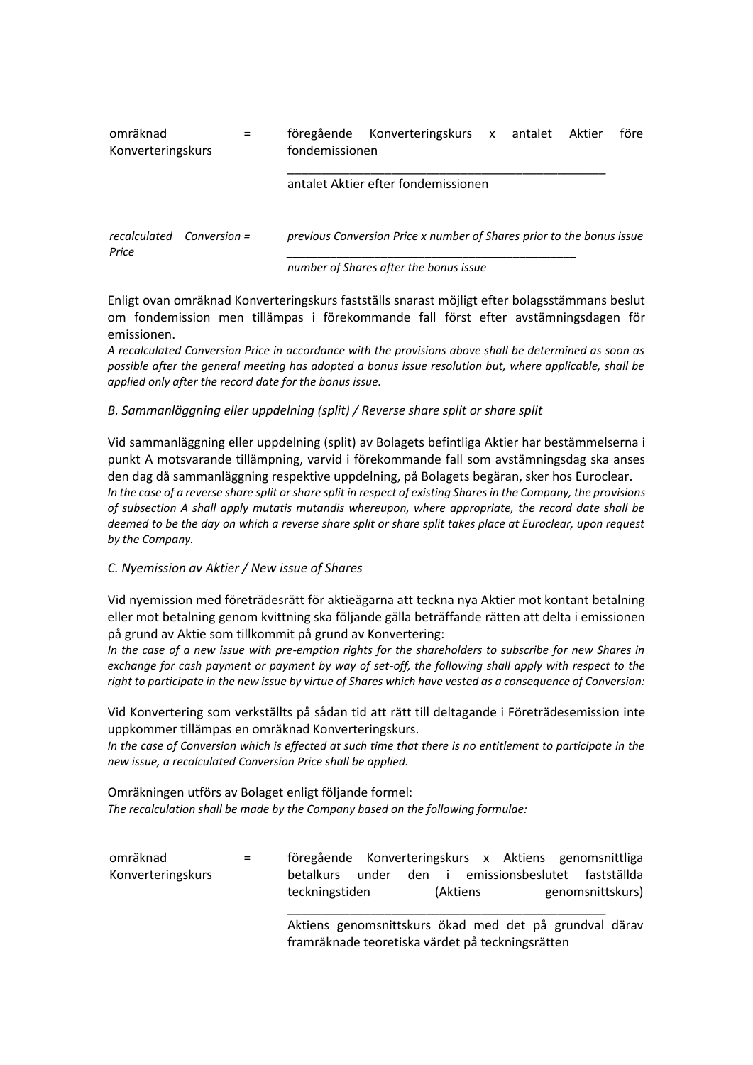$$\text{omräknad Konverteringskurs} = \frac{\text{föregående Konverteringskurs x antalet Aktier före fondemissionen}}{\text{antalet Aktier efter fondemissionen}}$$

*$$\text{recalculated Conversion Price} = \frac{\text{previous Conversion Price x number of Shares prior to the bonus issue}}{\text{number of Shares after the bonus issue}}$$*

Enligt ovan omräknad Konverteringskurs fastställs snarast möjligt efter bolagsstämmans beslut om fondemission men tillämpas i förekommande fall först efter avstämningsdagen för emissionen.
*A recalculated Conversion Price in accordance with the provisions above shall be determined as soon as possible after the general meeting has adopted a bonus issue resolution but, where applicable, shall be applied only after the record date for the bonus issue.*

*B. Sammanläggning eller uppdelning (split) / Reverse share split or share split*

Vid sammanläggning eller uppdelning (split) av Bolagets befintliga Aktier har bestämmelserna i punkt A motsvarande tillämpning, varvid i förekommande fall som avstämningsdag ska anses den dag då sammanläggning respektive uppdelning, på Bolagets begäran, sker hos Euroclear.
*In the case of a reverse share split or share split in respect of existing Shares in the Company, the provisions of subsection A shall apply mutatis mutandis whereupon, where appropriate, the record date shall be deemed to be the day on which a reverse share split or share split takes place at Euroclear, upon request by the Company.*

*C. Nyemission av Aktier / New issue of Shares*

Vid nyemission med företrädesrätt för aktieägarna att teckna nya Aktier mot kontant betalning eller mot betalning genom kvittning ska följande gälla beträffande rätten att delta i emissionen på grund av Aktie som tillkommit på grund av Konvertering:
*In the case of a new issue with pre-emption rights for the shareholders to subscribe for new Shares in exchange for cash payment or payment by way of set-off, the following shall apply with respect to the right to participate in the new issue by virtue of Shares which have vested as a consequence of Conversion:*

Vid Konvertering som verkställts på sådan tid att rätt till deltagande i Företrädesemission inte uppkommer tillämpas en omräknad Konverteringskurs.
*In the case of Conversion which is effected at such time that there is no entitlement to participate in the new issue, a recalculated Conversion Price shall be applied.*

Omräkningen utförs av Bolaget enligt följande formel:
*The recalculation shall be made by the Company based on the following formulae:*

$$\text{omräknad Konverteringskurs} = \frac{\text{föregående Konverteringskurs x Aktiens genomsnittliga betalkurs under den i emissionsbeslutet fastställda teckningstiden (Aktiens genomsnittskurs)}}{\text{Aktiens genomsnittskurs ökad med det på grundval därav framräknade teoretiska värdet på teckningsrätten}}$$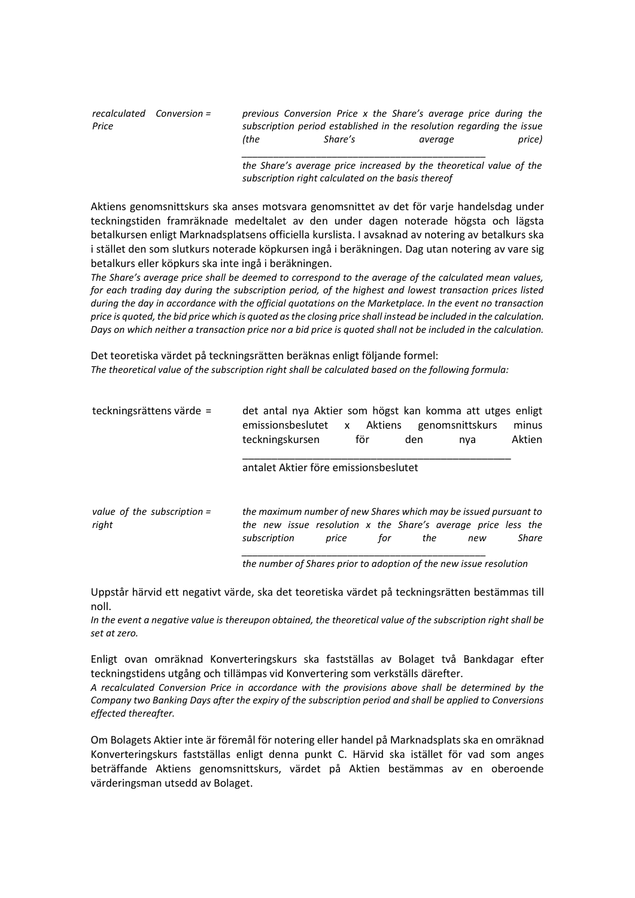*recalculated Conversion Price* = *previous Conversion Price x the Share's average price during the subscription period established in the resolution regarding the issue (the Share's average price)*
\_\_\_\_\_\_\_\_\_\_\_\_\_\_\_\_\_\_\_\_\_\_\_\_\_\_\_\_\_\_\_\_\_\_\_\_\_\_\_\_\_\_\_\_
*the Share's average price increased by the theoretical value of the subscription right calculated on the basis thereof*

Aktiens genomsnittskurs ska anses motsvara genomsnittet av det för varje handelsdag under teckningstiden framräknade medeltalet av den under dagen noterade högsta och lägsta betalkursen enligt Marknadsplatsens officiella kurslista. I avsaknad av notering av betalkurs ska i stället den som slutkurs noterade köpkursen ingå i beräkningen. Dag utan notering av vare sig betalkurs eller köpkurs ska inte ingå i beräkningen.
*The Share's average price shall be deemed to correspond to the average of the calculated mean values, for each trading day during the subscription period, of the highest and lowest transaction prices listed during the day in accordance with the official quotations on the Marketplace. In the event no transaction price is quoted, the bid price which is quoted as the closing price shall instead be included in the calculation. Days on which neither a transaction price nor a bid price is quoted shall not be included in the calculation.*

Det teoretiska värdet på teckningsrätten beräknas enligt följande formel:
*The theoretical value of the subscription right shall be calculated based on the following formula:*

teckningsrättens värde = det antal nya Aktier som högst kan komma att utges enligt emissionsbeslutet x Aktiens genomsnittskurs minus teckningskursen för den nya Aktien
\_\_\_\_\_\_\_\_\_\_\_\_\_\_\_\_\_\_\_\_\_\_\_\_\_\_\_\_\_\_\_\_\_\_\_\_\_\_\_\_\_\_\_\_
antalet Aktier före emissionsbeslutet

*value of the subscription right* = *the maximum number of new Shares which may be issued pursuant to the new issue resolution x the Share's average price less the subscription price for the new Share*
\_\_\_\_\_\_\_\_\_\_\_\_\_\_\_\_\_\_\_\_\_\_\_\_\_\_\_\_\_\_\_\_\_\_\_\_\_\_\_\_\_\_\_\_
*the number of Shares prior to adoption of the new issue resolution*

Uppstår härvid ett negativt värde, ska det teoretiska värdet på teckningsrätten bestämmas till noll.
*In the event a negative value is thereupon obtained, the theoretical value of the subscription right shall be set at zero.*

Enligt ovan omräknad Konverteringskurs ska fastställas av Bolaget två Bankdagar efter teckningstidens utgång och tillämpas vid Konvertering som verkställs därefter.
*A recalculated Conversion Price in accordance with the provisions above shall be determined by the Company two Banking Days after the expiry of the subscription period and shall be applied to Conversions effected thereafter.*

Om Bolagets Aktier inte är föremål för notering eller handel på Marknadsplats ska en omräknad Konverteringskurs fastställas enligt denna punkt C. Härvid ska istället för vad som anges beträffande Aktiens genomsnittskurs, värdet på Aktien bestämmas av en oberoende värderingsman utsedd av Bolaget.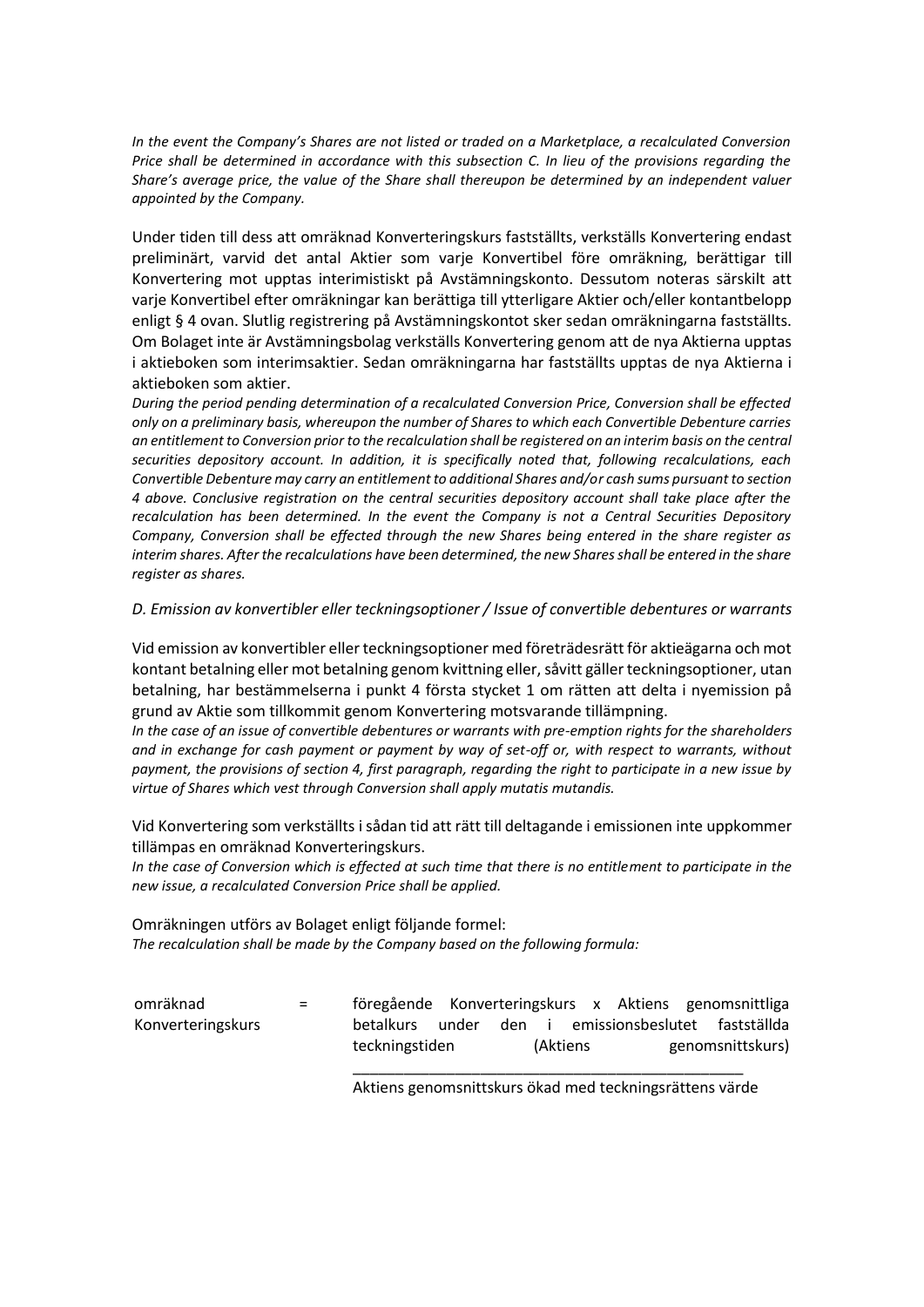*In the event the Company's Shares are not listed or traded on a Marketplace, a recalculated Conversion Price shall be determined in accordance with this subsection C. In lieu of the provisions regarding the Share's average price, the value of the Share shall thereupon be determined by an independent valuer appointed by the Company.*

Under tiden till dess att omräknad Konverteringskurs fastställts, verkställs Konvertering endast preliminärt, varvid det antal Aktier som varje Konvertibel före omräkning, berättigar till Konvertering mot upptas interimistiskt på Avstämningskonto. Dessutom noteras särskilt att varje Konvertibel efter omräkningar kan berättiga till ytterligare Aktier och/eller kontantbelopp enligt § 4 ovan. Slutlig registrering på Avstämningskontot sker sedan omräkningarna fastställts. Om Bolaget inte är Avstämningsbolag verkställs Konvertering genom att de nya Aktierna upptas i aktieboken som interimsaktier. Sedan omräkningarna har fastställts upptas de nya Aktierna i aktieboken som aktier.

*During the period pending determination of a recalculated Conversion Price, Conversion shall be effected only on a preliminary basis, whereupon the number of Shares to which each Convertible Debenture carries an entitlement to Conversion prior to the recalculation shall be registered on an interim basis on the central securities depository account. In addition, it is specifically noted that, following recalculations, each Convertible Debenture may carry an entitlement to additional Shares and/or cash sums pursuant to section 4 above. Conclusive registration on the central securities depository account shall take place after the recalculation has been determined. In the event the Company is not a Central Securities Depository Company, Conversion shall be effected through the new Shares being entered in the share register as interim shares. After the recalculations have been determined, the new Shares shall be entered in the share register as shares.*

*D. Emission av konvertibler eller teckningsoptioner / Issue of convertible debentures or warrants*

Vid emission av konvertibler eller teckningsoptioner med företrädesrätt för aktieägarna och mot kontant betalning eller mot betalning genom kvittning eller, såvitt gäller teckningsoptioner, utan betalning, har bestämmelserna i punkt 4 första stycket 1 om rätten att delta i nyemission på grund av Aktie som tillkommit genom Konvertering motsvarande tillämpning.

*In the case of an issue of convertible debentures or warrants with pre-emption rights for the shareholders and in exchange for cash payment or payment by way of set-off or, with respect to warrants, without payment, the provisions of section 4, first paragraph, regarding the right to participate in a new issue by virtue of Shares which vest through Conversion shall apply mutatis mutandis.*

Vid Konvertering som verkställts i sådan tid att rätt till deltagande i emissionen inte uppkommer tillämpas en omräknad Konverteringskurs.

*In the case of Conversion which is effected at such time that there is no entitlement to participate in the new issue, a recalculated Conversion Price shall be applied.*

Omräkningen utförs av Bolaget enligt följande formel:

*The recalculation shall be made by the Company based on the following formula:*

$$\text{omräknad Konverteringskurs} = \frac{\text{föregående Konverteringskurs} \times \text{Aktiens genomsnittliga betalkurs under den i emissionsbeslutet fastställda teckningstiden (Aktiens genomsnittskurs)}}{\text{Aktiens genomsnittskurs ökad med teckningsrättens värde}}$$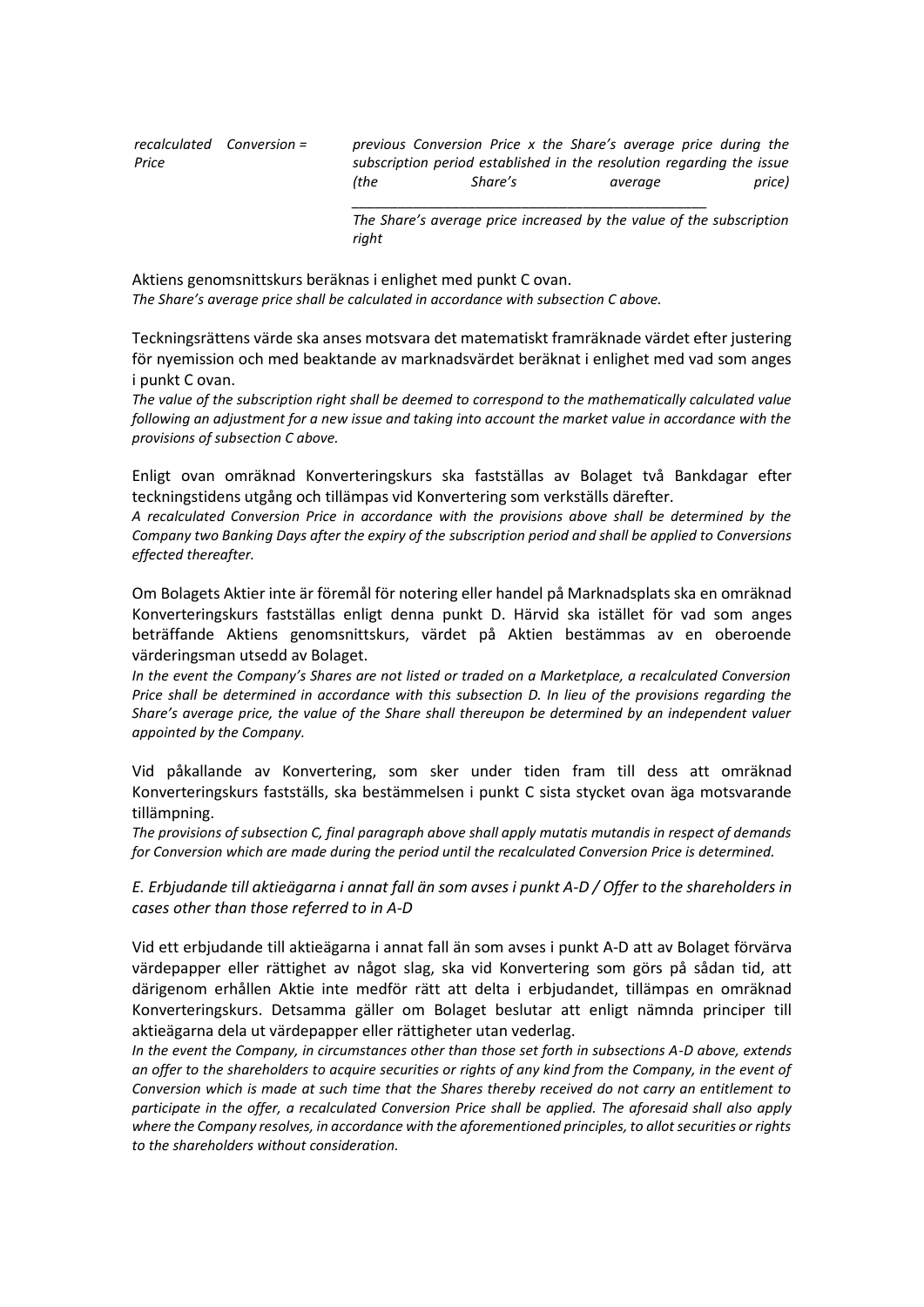*recalculated Conversion Price* = *previous Conversion Price x the Share's average price during the subscription period established in the resolution regarding the issue (the Share's average price)* / *The Share's average price increased by the value of the subscription right*

$$\text{recalculated Conversion Price} = \frac{\text{previous Conversion Price} \times \text{the Share's average price during the subscription period established in the resolution regarding the issue (the Share's average price)}}{\text{The Share's average price increased by the value of the subscription right}}$$

Aktiens genomsnittskurs beräknas i enlighet med punkt C ovan.
*The Share's average price shall be calculated in accordance with subsection C above.*

Teckningsrättens värde ska anses motsvara det matematiskt framräknade värdet efter justering för nyemission och med beaktande av marknadsvärdet beräknat i enlighet med vad som anges i punkt C ovan.
*The value of the subscription right shall be deemed to correspond to the mathematically calculated value following an adjustment for a new issue and taking into account the market value in accordance with the provisions of subsection C above.*

Enligt ovan omräknad Konverteringskurs ska fastställas av Bolaget två Bankdagar efter teckningstidens utgång och tillämpas vid Konvertering som verkställs därefter.
*A recalculated Conversion Price in accordance with the provisions above shall be determined by the Company two Banking Days after the expiry of the subscription period and shall be applied to Conversions effected thereafter.*

Om Bolagets Aktier inte är föremål för notering eller handel på Marknadsplats ska en omräknad Konverteringskurs fastställas enligt denna punkt D. Härvid ska istället för vad som anges beträffande Aktiens genomsnittskurs, värdet på Aktien bestämmas av en oberoende värderingsman utsedd av Bolaget.
*In the event the Company's Shares are not listed or traded on a Marketplace, a recalculated Conversion Price shall be determined in accordance with this subsection D. In lieu of the provisions regarding the Share's average price, the value of the Share shall thereupon be determined by an independent valuer appointed by the Company.*

Vid påkallande av Konvertering, som sker under tiden fram till dess att omräknad Konverteringskurs fastställs, ska bestämmelsen i punkt C sista stycket ovan äga motsvarande tillämpning.
*The provisions of subsection C, final paragraph above shall apply mutatis mutandis in respect of demands for Conversion which are made during the period until the recalculated Conversion Price is determined.*

### *E. Erbjudande till aktieägarna i annat fall än som avses i punkt A-D / Offer to the shareholders in cases other than those referred to in A-D*

Vid ett erbjudande till aktieägarna i annat fall än som avses i punkt A-D att av Bolaget förvärva värdepapper eller rättighet av något slag, ska vid Konvertering som görs på sådan tid, att därigenom erhållen Aktie inte medför rätt att delta i erbjudandet, tillämpas en omräknad Konverteringskurs. Detsamma gäller om Bolaget beslutar att enligt nämnda principer till aktieägarna dela ut värdepapper eller rättigheter utan vederlag.
*In the event the Company, in circumstances other than those set forth in subsections A-D above, extends an offer to the shareholders to acquire securities or rights of any kind from the Company, in the event of Conversion which is made at such time that the Shares thereby received do not carry an entitlement to participate in the offer, a recalculated Conversion Price shall be applied. The aforesaid shall also apply where the Company resolves, in accordance with the aforementioned principles, to allot securities or rights to the shareholders without consideration.*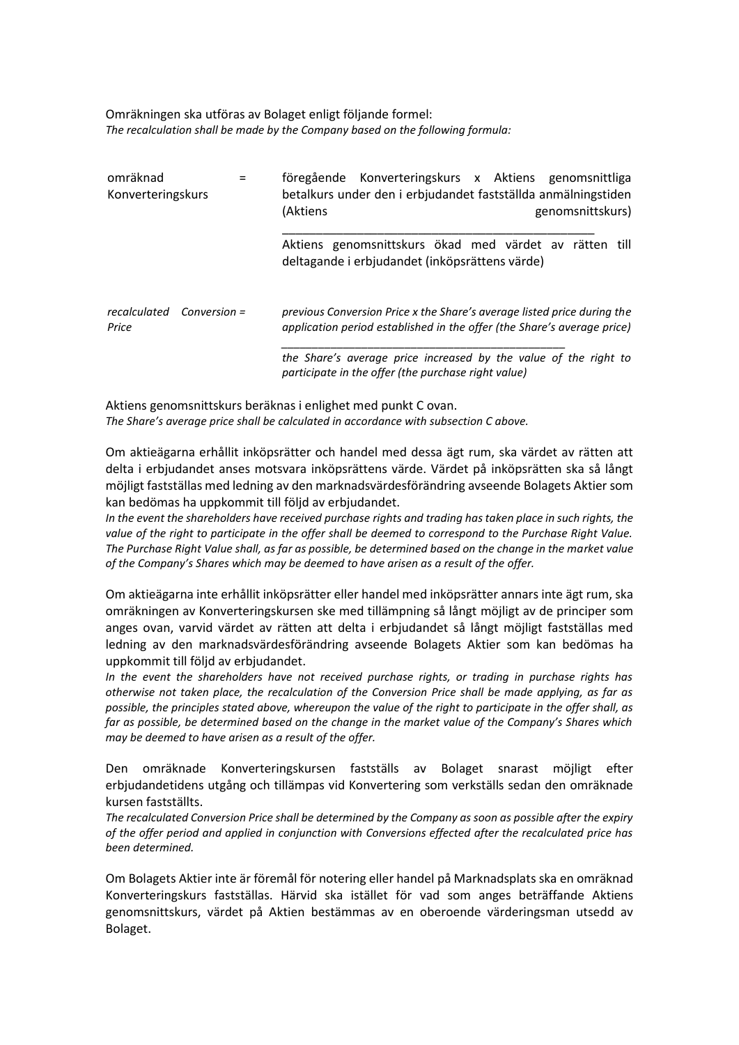Omräkningen ska utföras av Bolaget enligt följande formel:
*The recalculation shall be made by the Company based on the following formula:*

| omräknad Konverteringskurs | = | föregående Konverteringskurs x Aktiens genomsnittliga betalkurs under den i erbjudandet fastställda anmälningstiden (Aktiens genomsnittskurs) |
|---|---|---|
| | | _______________________________________________ |
| | | Aktiens genomsnittskurs ökad med värdet av rätten till deltagande i erbjudandet (inköpsrättens värde) |
| *recalculated Conversion Price* | *=* | *previous Conversion Price x the Share's average listed price during the application period established in the offer (the Share's average price)* |
| | | _______________________________________________ |
| | | *the Share's average price increased by the value of the right to participate in the offer (the purchase right value)* |

Aktiens genomsnittskurs beräknas i enlighet med punkt C ovan.
*The Share's average price shall be calculated in accordance with subsection C above.*

Om aktieägarna erhållit inköpsrätter och handel med dessa ägt rum, ska värdet av rätten att delta i erbjudandet anses motsvara inköpsrättens värde. Värdet på inköpsrätten ska så långt möjligt fastställas med ledning av den marknadsvärdesförändring avseende Bolagets Aktier som kan bedömas ha uppkommit till följd av erbjudandet.
*In the event the shareholders have received purchase rights and trading has taken place in such rights, the value of the right to participate in the offer shall be deemed to correspond to the Purchase Right Value. The Purchase Right Value shall, as far as possible, be determined based on the change in the market value of the Company's Shares which may be deemed to have arisen as a result of the offer.*

Om aktieägarna inte erhållit inköpsrätter eller handel med inköpsrätter annars inte ägt rum, ska omräkningen av Konverteringskursen ske med tillämpning så långt möjligt av de principer som anges ovan, varvid värdet av rätten att delta i erbjudandet så långt möjligt fastställas med ledning av den marknadsvärdesförändring avseende Bolagets Aktier som kan bedömas ha uppkommit till följd av erbjudandet.
*In the event the shareholders have not received purchase rights, or trading in purchase rights has otherwise not taken place, the recalculation of the Conversion Price shall be made applying, as far as possible, the principles stated above, whereupon the value of the right to participate in the offer shall, as far as possible, be determined based on the change in the market value of the Company's Shares which may be deemed to have arisen as a result of the offer.*

Den omräknade Konverteringskursen fastställs av Bolaget snarast möjligt efter erbjudandetidens utgång och tillämpas vid Konvertering som verkställs sedan den omräknade kursen fastställts.
*The recalculated Conversion Price shall be determined by the Company as soon as possible after the expiry of the offer period and applied in conjunction with Conversions effected after the recalculated price has been determined.*

Om Bolagets Aktier inte är föremål för notering eller handel på Marknadsplats ska en omräknad Konverteringskurs fastställas. Härvid ska istället för vad som anges beträffande Aktiens genomsnittskurs, värdet på Aktien bestämmas av en oberoende värderingsman utsedd av Bolaget.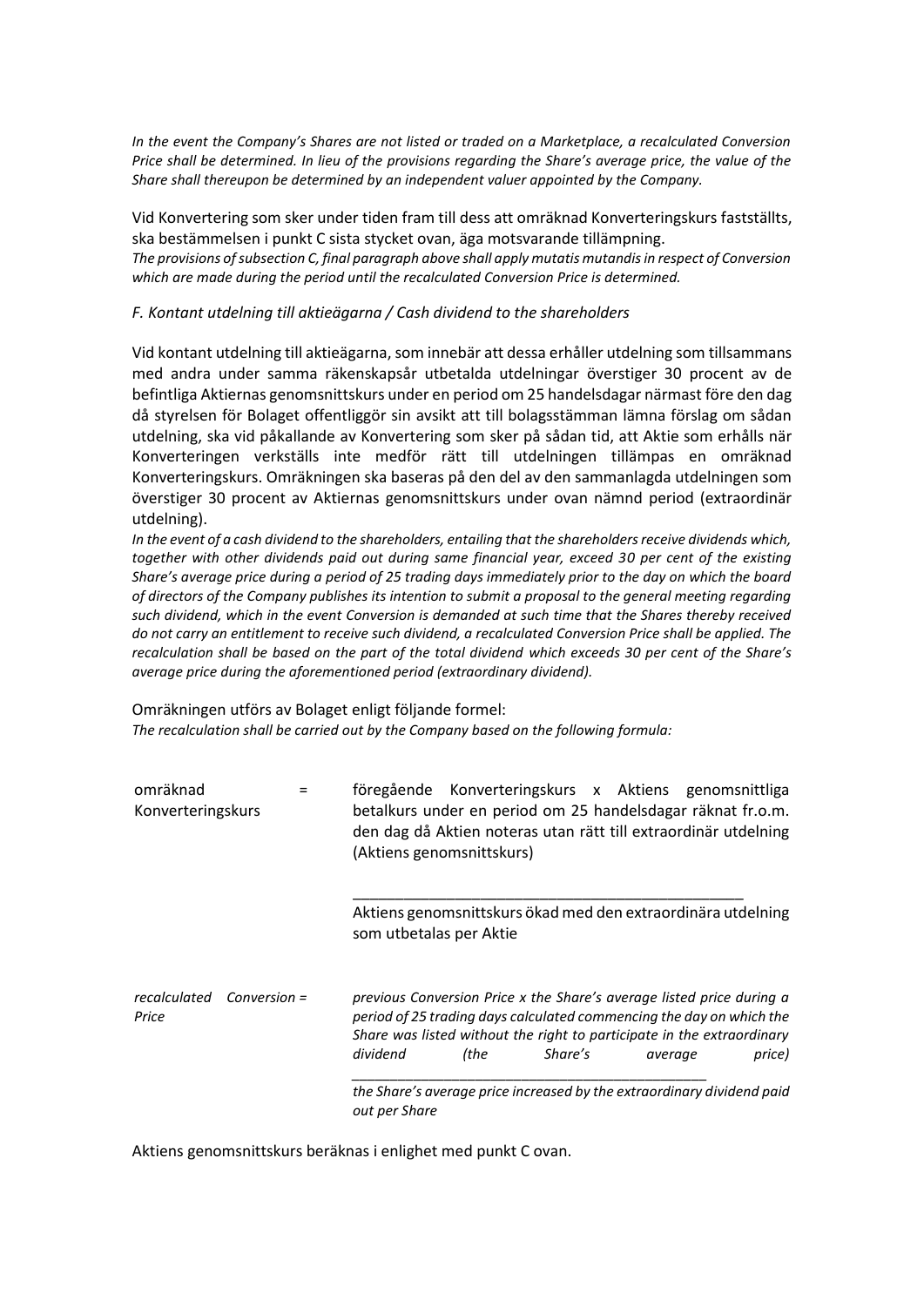*In the event the Company's Shares are not listed or traded on a Marketplace, a recalculated Conversion Price shall be determined. In lieu of the provisions regarding the Share's average price, the value of the Share shall thereupon be determined by an independent valuer appointed by the Company.*

Vid Konvertering som sker under tiden fram till dess att omräknad Konverteringskurs fastställts, ska bestämmelsen i punkt C sista stycket ovan, äga motsvarande tillämpning.
*The provisions of subsection C, final paragraph above shall apply mutatis mutandis in respect of Conversion which are made during the period until the recalculated Conversion Price is determined.*

*F. Kontant utdelning till aktieägarna / Cash dividend to the shareholders*

Vid kontant utdelning till aktieägarna, som innebär att dessa erhåller utdelning som tillsammans med andra under samma räkenskapsår utbetalda utdelningar överstiger 30 procent av de befintliga Aktiernas genomsnittskurs under en period om 25 handelsdagar närmast före den dag då styrelsen för Bolaget offentliggör sin avsikt att till bolagsstämman lämna förslag om sådan utdelning, ska vid påkallande av Konvertering som sker på sådan tid, att Aktie som erhålls när Konverteringen verkställs inte medför rätt till utdelningen tillämpas en omräknad Konverteringskurs. Omräkningen ska baseras på den del av den sammanlagda utdelningen som överstiger 30 procent av Aktiernas genomsnittskurs under ovan nämnd period (extraordinär utdelning).
*In the event of a cash dividend to the shareholders, entailing that the shareholders receive dividends which, together with other dividends paid out during same financial year, exceed 30 per cent of the existing Share's average price during a period of 25 trading days immediately prior to the day on which the board of directors of the Company publishes its intention to submit a proposal to the general meeting regarding such dividend, which in the event Conversion is demanded at such time that the Shares thereby received do not carry an entitlement to receive such dividend, a recalculated Conversion Price shall be applied. The recalculation shall be based on the part of the total dividend which exceeds 30 per cent of the Share's average price during the aforementioned period (extraordinary dividend).*

Omräkningen utförs av Bolaget enligt följande formel:
*The recalculation shall be carried out by the Company based on the following formula:*

$$\text{omräknad Konverteringskurs} = \frac{\text{föregående Konverteringskurs x Aktiens genomsnittliga betalkurs under en period om 25 handelsdagar räknat fr.o.m. den dag då Aktien noteras utan rätt till extraordinär utdelning (Aktiens genomsnittskurs)}}{\text{Aktiens genomsnittskurs ökad med den extraordinära utdelning som utbetalas per Aktie}}$$

$$\textit{recalculated Conversion Price} = \frac{\textit{previous Conversion Price x the Share's average listed price during a period of 25 trading days calculated commencing the day on which the Share was listed without the right to participate in the extraordinary dividend (the Share's average price)}}{\textit{the Share's average price increased by the extraordinary dividend paid out per Share}}$$

Aktiens genomsnittskurs beräknas i enlighet med punkt C ovan.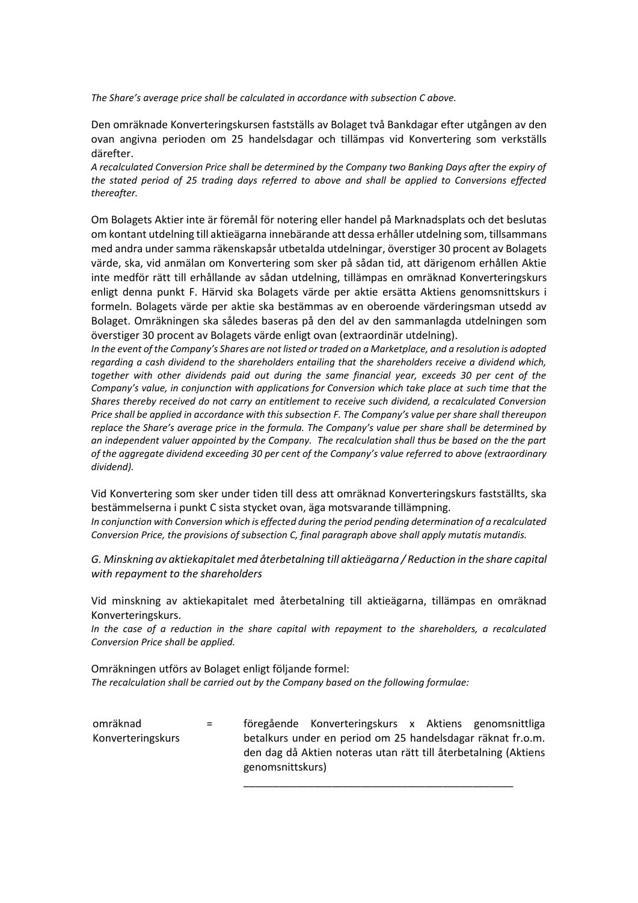*The Share's average price shall be calculated in accordance with subsection C above.*

Den omräknade Konverteringskursen fastställs av Bolaget två Bankdagar efter utgången av den ovan angivna perioden om 25 handelsdagar och tillämpas vid Konvertering som verkställs därefter.
*A recalculated Conversion Price shall be determined by the Company two Banking Days after the expiry of the stated period of 25 trading days referred to above and shall be applied to Conversions effected thereafter.*

Om Bolagets Aktier inte är föremål för notering eller handel på Marknadsplats och det beslutas om kontant utdelning till aktieägarna innebärande att dessa erhåller utdelning som, tillsammans med andra under samma räkenskapsår utbetalda utdelningar, överstiger 30 procent av Bolagets värde, ska, vid anmälan om Konvertering som sker på sådan tid, att därigenom erhållen Aktie inte medför rätt till erhållande av sådan utdelning, tillämpas en omräknad Konverteringskurs enligt denna punkt F. Härvid ska Bolagets värde per aktie ersätta Aktiens genomsnittskurs i formeln. Bolagets värde per aktie ska bestämmas av en oberoende värderingsman utsedd av Bolaget. Omräkningen ska således baseras på den del av den sammanlagda utdelningen som överstiger 30 procent av Bolagets värde enligt ovan (extraordinär utdelning).
*In the event of the Company's Shares are not listed or traded on a Marketplace, and a resolution is adopted regarding a cash dividend to the shareholders entailing that the shareholders receive a dividend which, together with other dividends paid out during the same financial year, exceeds 30 per cent of the Company's value, in conjunction with applications for Conversion which take place at such time that the Shares thereby received do not carry an entitlement to receive such dividend, a recalculated Conversion Price shall be applied in accordance with this subsection F. The Company's value per share shall thereupon replace the Share's average price in the formula. The Company's value per share shall be determined by an independent valuer appointed by the Company. The recalculation shall thus be based on the the part of the aggregate dividend exceeding 30 per cent of the Company's value referred to above (extraordinary dividend).*

Vid Konvertering som sker under tiden till dess att omräknad Konverteringskurs fastställts, ska bestämmelserna i punkt C sista stycket ovan, äga motsvarande tillämpning.
*In conjunction with Conversion which is effected during the period pending determination of a recalculated Conversion Price, the provisions of subsection C, final paragraph above shall apply mutatis mutandis.*

*G. Minskning av aktiekapitalet med återbetalning till aktieägarna / Reduction in the share capital with repayment to the shareholders*

Vid minskning av aktiekapitalet med återbetalning till aktieägarna, tillämpas en omräknad Konverteringskurs.
*In the case of a reduction in the share capital with repayment to the shareholders, a recalculated Conversion Price shall be applied.*

Omräkningen utförs av Bolaget enligt följande formel:
*The recalculation shall be carried out by the Company based on the following formulae:*

| | | |
|---|---|---|
| omräknad Konverteringskurs | = | föregående Konverteringskurs x Aktiens genomsnittliga betalkurs under en period om 25 handelsdagar räknat fr.o.m. den dag då Aktien noteras utan rätt till återbetalning (Aktiens genomsnittskurs)<br>______________________________________________ |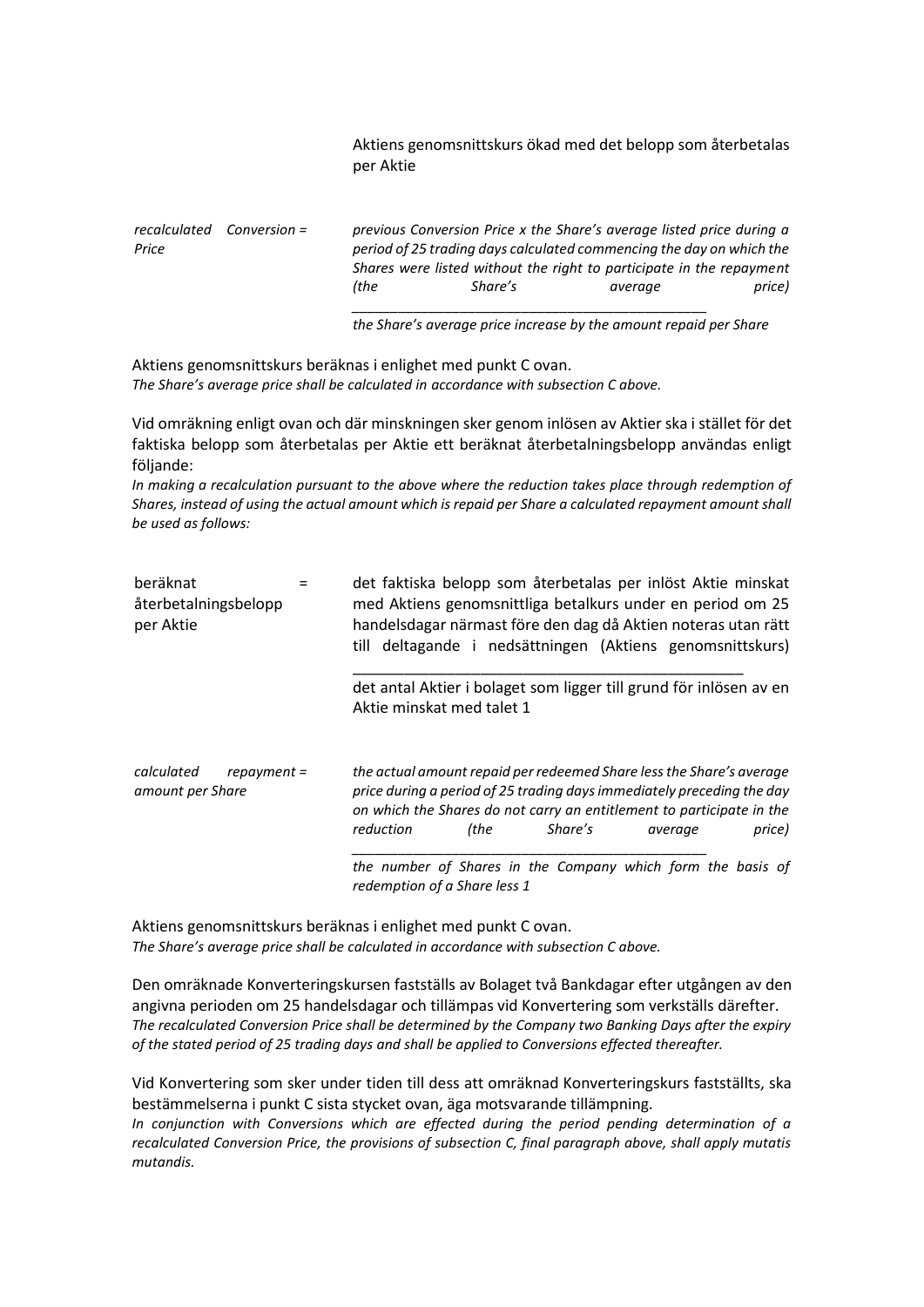Aktiens genomsnittskurs ökad med det belopp som återbetalas per Aktie

*recalculated Conversion Price* = *previous Conversion Price x the Share's average listed price during a period of 25 trading days calculated commencing the day on which the Shares were listed without the right to participate in the repayment (the Share's average price)*

$$\text{recalculated Conversion Price} = \frac{\text{previous Conversion Price} \times \text{the Share's average listed price during a period of 25 trading days calculated commencing the day on which the Shares were listed without the right to participate in the repayment (the Share's average price)}}{\text{the Share's average price increase by the amount repaid per Share}}$$

Aktiens genomsnittskurs beräknas i enlighet med punkt C ovan.
*The Share's average price shall be calculated in accordance with subsection C above.*

Vid omräkning enligt ovan och där minskningen sker genom inlösen av Aktier ska i stället för det faktiska belopp som återbetalas per Aktie ett beräknat återbetalningsbelopp användas enligt följande:
*In making a recalculation pursuant to the above where the reduction takes place through redemption of Shares, instead of using the actual amount which is repaid per Share a calculated repayment amount shall be used as follows:*

$$\text{beräknat återbetalningsbelopp per Aktie} = \frac{\text{det faktiska belopp som återbetalas per inlöst Aktie minskat med Aktiens genomsnittliga betalkurs under en period om 25 handelsdagar närmast före den dag då Aktien noteras utan rätt till deltagande i nedsättningen (Aktiens genomsnittskurs)}}{\text{det antal Aktier i bolaget som ligger till grund för inlösen av en Aktie minskat med talet 1}}$$

$$\text{calculated repayment amount per Share} = \frac{\text{the actual amount repaid per redeemed Share less the Share's average price during a period of 25 trading days immediately preceding the day on which the Shares do not carry an entitlement to participate in the reduction (the Share's average price)}}{\text{the number of Shares in the Company which form the basis of redemption of a Share less 1}}$$

Aktiens genomsnittskurs beräknas i enlighet med punkt C ovan.
*The Share's average price shall be calculated in accordance with subsection C above.*

Den omräknade Konverteringskursen fastställs av Bolaget två Bankdagar efter utgången av den angivna perioden om 25 handelsdagar och tillämpas vid Konvertering som verkställs därefter.
*The recalculated Conversion Price shall be determined by the Company two Banking Days after the expiry of the stated period of 25 trading days and shall be applied to Conversions effected thereafter.*

Vid Konvertering som sker under tiden till dess att omräknad Konverteringskurs fastställts, ska bestämmelserna i punkt C sista stycket ovan, äga motsvarande tillämpning.
*In conjunction with Conversions which are effected during the period pending determination of a recalculated Conversion Price, the provisions of subsection C, final paragraph above, shall apply mutatis mutandis.*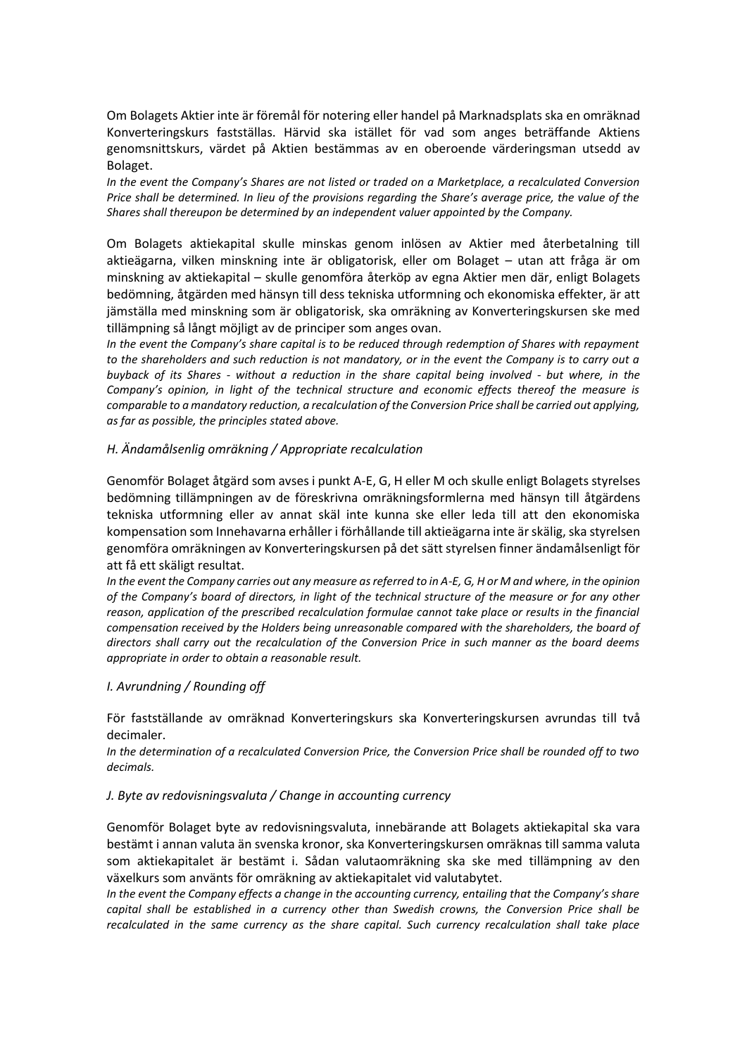Om Bolagets Aktier inte är föremål för notering eller handel på Marknadsplats ska en omräknad Konverteringskurs fastställas. Härvid ska istället för vad som anges beträffande Aktiens genomsnittskurs, värdet på Aktien bestämmas av en oberoende värderingsman utsedd av Bolaget.

*In the event the Company's Shares are not listed or traded on a Marketplace, a recalculated Conversion Price shall be determined. In lieu of the provisions regarding the Share's average price, the value of the Shares shall thereupon be determined by an independent valuer appointed by the Company.*

Om Bolagets aktiekapital skulle minskas genom inlösen av Aktier med återbetalning till aktieägarna, vilken minskning inte är obligatorisk, eller om Bolaget – utan att fråga är om minskning av aktiekapital – skulle genomföra återköp av egna Aktier men där, enligt Bolagets bedömning, åtgärden med hänsyn till dess tekniska utformning och ekonomiska effekter, är att jämställa med minskning som är obligatorisk, ska omräkning av Konverteringskursen ske med tillämpning så långt möjligt av de principer som anges ovan.

*In the event the Company's share capital is to be reduced through redemption of Shares with repayment to the shareholders and such reduction is not mandatory, or in the event the Company is to carry out a buyback of its Shares - without a reduction in the share capital being involved - but where, in the Company's opinion, in light of the technical structure and economic effects thereof the measure is comparable to a mandatory reduction, a recalculation of the Conversion Price shall be carried out applying, as far as possible, the principles stated above.*

### *H. Ändamålsenlig omräkning / Appropriate recalculation*

Genomför Bolaget åtgärd som avses i punkt A-E, G, H eller M och skulle enligt Bolagets styrelses bedömning tillämpningen av de föreskrivna omräkningsformlerna med hänsyn till åtgärdens tekniska utformning eller av annat skäl inte kunna ske eller leda till att den ekonomiska kompensation som Innehavarna erhåller i förhållande till aktieägarna inte är skälig, ska styrelsen genomföra omräkningen av Konverteringskursen på det sätt styrelsen finner ändamålsenligt för att få ett skäligt resultat.

*In the event the Company carries out any measure as referred to in A-E, G, H or M and where, in the opinion of the Company's board of directors, in light of the technical structure of the measure or for any other reason, application of the prescribed recalculation formulae cannot take place or results in the financial compensation received by the Holders being unreasonable compared with the shareholders, the board of directors shall carry out the recalculation of the Conversion Price in such manner as the board deems appropriate in order to obtain a reasonable result.*

### *I. Avrundning / Rounding off*

För fastställande av omräknad Konverteringskurs ska Konverteringskursen avrundas till två decimaler.

*In the determination of a recalculated Conversion Price, the Conversion Price shall be rounded off to two decimals.*

### *J. Byte av redovisningsvaluta / Change in accounting currency*

Genomför Bolaget byte av redovisningsvaluta, innebärande att Bolagets aktiekapital ska vara bestämt i annan valuta än svenska kronor, ska Konverteringskursen omräknas till samma valuta som aktiekapitalet är bestämt i. Sådan valutaomräkning ska ske med tillämpning av den växelkurs som använts för omräkning av aktiekapitalet vid valutabytet.

*In the event the Company effects a change in the accounting currency, entailing that the Company's share capital shall be established in a currency other than Swedish crowns, the Conversion Price shall be recalculated in the same currency as the share capital. Such currency recalculation shall take place*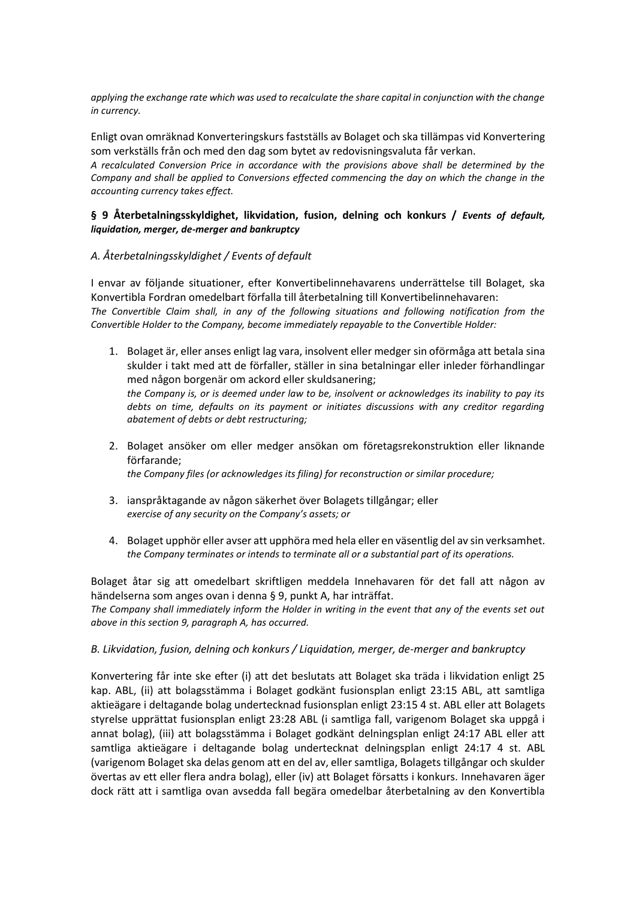*applying the exchange rate which was used to recalculate the share capital in conjunction with the change in currency.*

Enligt ovan omräknad Konverteringskurs fastställs av Bolaget och ska tillämpas vid Konvertering som verkställs från och med den dag som bytet av redovisningsvaluta får verkan.
*A recalculated Conversion Price in accordance with the provisions above shall be determined by the Company and shall be applied to Conversions effected commencing the day on which the change in the accounting currency takes effect.*

### § 9 Återbetalningsskyldighet, likvidation, fusion, delning och konkurs / *Events of default, liquidation, merger, de-merger and bankruptcy*

*A. Återbetalningsskyldighet / Events of default*

I envar av följande situationer, efter Konvertibelinnehavarens underrättelse till Bolaget, ska Konvertibla Fordran omedelbart förfalla till återbetalning till Konvertibelinnehavaren:
*The Convertible Claim shall, in any of the following situations and following notification from the Convertible Holder to the Company, become immediately repayable to the Convertible Holder:*

1. Bolaget är, eller anses enligt lag vara, insolvent eller medger sin oförmåga att betala sina skulder i takt med att de förfaller, ställer in sina betalningar eller inleder förhandlingar med någon borgenär om ackord eller skuldsanering;
   *the Company is, or is deemed under law to be, insolvent or acknowledges its inability to pay its debts on time, defaults on its payment or initiates discussions with any creditor regarding abatement of debts or debt restructuring;*

2. Bolaget ansöker om eller medger ansökan om företagsrekonstruktion eller liknande förfarande;
   *the Company files (or acknowledges its filing) for reconstruction or similar procedure;*

3. ianspråktagande av någon säkerhet över Bolagets tillgångar; eller
   *exercise of any security on the Company's assets; or*

4. Bolaget upphör eller avser att upphöra med hela eller en väsentlig del av sin verksamhet.
   *the Company terminates or intends to terminate all or a substantial part of its operations.*

Bolaget åtar sig att omedelbart skriftligen meddela Innehavaren för det fall att någon av händelserna som anges ovan i denna § 9, punkt A, har inträffat.
*The Company shall immediately inform the Holder in writing in the event that any of the events set out above in this section 9, paragraph A, has occurred.*

*B. Likvidation, fusion, delning och konkurs / Liquidation, merger, de-merger and bankruptcy*

Konvertering får inte ske efter (i) att det beslutats att Bolaget ska träda i likvidation enligt 25 kap. ABL, (ii) att bolagsstämma i Bolaget godkänt fusionsplan enligt 23:15 ABL, att samtliga aktieägare i deltagande bolag undertecknad fusionsplan enligt 23:15 4 st. ABL eller att Bolagets styrelse upprättat fusionsplan enligt 23:28 ABL (i samtliga fall, varigenom Bolaget ska uppgå i annat bolag), (iii) att bolagsstämma i Bolaget godkänt delningsplan enligt 24:17 ABL eller att samtliga aktieägare i deltagande bolag undertecknat delningsplan enligt 24:17 4 st. ABL (varigenom Bolaget ska delas genom att en del av, eller samtliga, Bolagets tillgångar och skulder övertas av ett eller flera andra bolag), eller (iv) att Bolaget försatts i konkurs. Innehavaren äger dock rätt att i samtliga ovan avsedda fall begära omedelbar återbetalning av den Konvertibla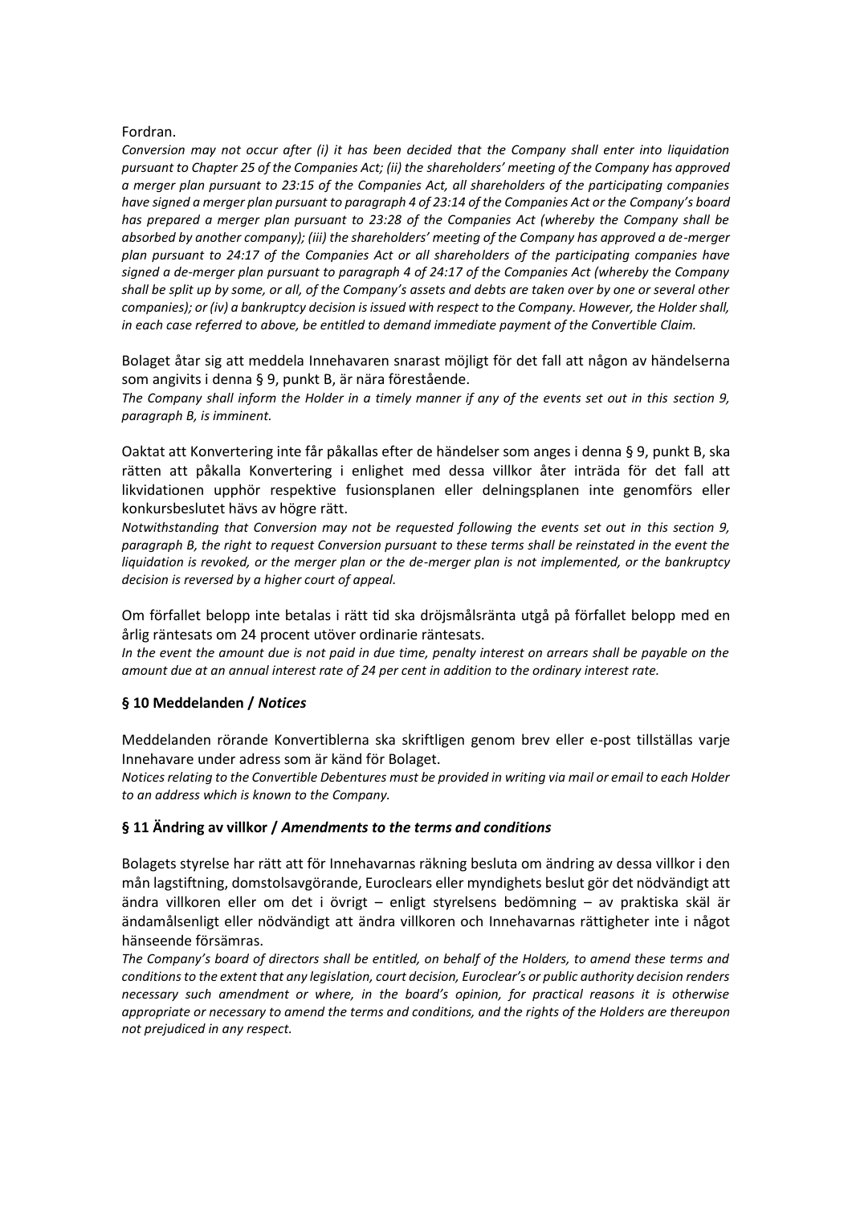Fordran.

*Conversion may not occur after (i) it has been decided that the Company shall enter into liquidation pursuant to Chapter 25 of the Companies Act; (ii) the shareholders' meeting of the Company has approved a merger plan pursuant to 23:15 of the Companies Act, all shareholders of the participating companies have signed a merger plan pursuant to paragraph 4 of 23:14 of the Companies Act or the Company's board has prepared a merger plan pursuant to 23:28 of the Companies Act (whereby the Company shall be absorbed by another company); (iii) the shareholders' meeting of the Company has approved a de-merger plan pursuant to 24:17 of the Companies Act or all shareholders of the participating companies have signed a de-merger plan pursuant to paragraph 4 of 24:17 of the Companies Act (whereby the Company shall be split up by some, or all, of the Company's assets and debts are taken over by one or several other companies); or (iv) a bankruptcy decision is issued with respect to the Company. However, the Holder shall, in each case referred to above, be entitled to demand immediate payment of the Convertible Claim.*

Bolaget åtar sig att meddela Innehavaren snarast möjligt för det fall att någon av händelserna som angivits i denna § 9, punkt B, är nära förestående.
*The Company shall inform the Holder in a timely manner if any of the events set out in this section 9, paragraph B, is imminent.*

Oaktat att Konvertering inte får påkallas efter de händelser som anges i denna § 9, punkt B, ska rätten att påkalla Konvertering i enlighet med dessa villkor åter inträda för det fall att likvidationen upphör respektive fusionsplanen eller delningsplanen inte genomförs eller konkursbeslutet hävs av högre rätt.
*Notwithstanding that Conversion may not be requested following the events set out in this section 9, paragraph B, the right to request Conversion pursuant to these terms shall be reinstated in the event the liquidation is revoked, or the merger plan or the de-merger plan is not implemented, or the bankruptcy decision is reversed by a higher court of appeal.*

Om förfallet belopp inte betalas i rätt tid ska dröjsmålsränta utgå på förfallet belopp med en årlig räntesats om 24 procent utöver ordinarie räntesats.
*In the event the amount due is not paid in due time, penalty interest on arrears shall be payable on the amount due at an annual interest rate of 24 per cent in addition to the ordinary interest rate.*

## § 10 Meddelanden / *Notices*

Meddelanden rörande Konvertiblerna ska skriftligen genom brev eller e-post tillställas varje Innehavare under adress som är känd för Bolaget.
*Notices relating to the Convertible Debentures must be provided in writing via mail or email to each Holder to an address which is known to the Company.*

## § 11 Ändring av villkor / *Amendments to the terms and conditions*

Bolagets styrelse har rätt att för Innehavarnas räkning besluta om ändring av dessa villkor i den mån lagstiftning, domstolsavgörande, Euroclears eller myndighets beslut gör det nödvändigt att ändra villkoren eller om det i övrigt – enligt styrelsens bedömning – av praktiska skäl är ändamålsenligt eller nödvändigt att ändra villkoren och Innehavarnas rättigheter inte i något hänseende försämras.
*The Company's board of directors shall be entitled, on behalf of the Holders, to amend these terms and conditions to the extent that any legislation, court decision, Euroclear's or public authority decision renders necessary such amendment or where, in the board's opinion, for practical reasons it is otherwise appropriate or necessary to amend the terms and conditions, and the rights of the Holders are thereupon not prejudiced in any respect.*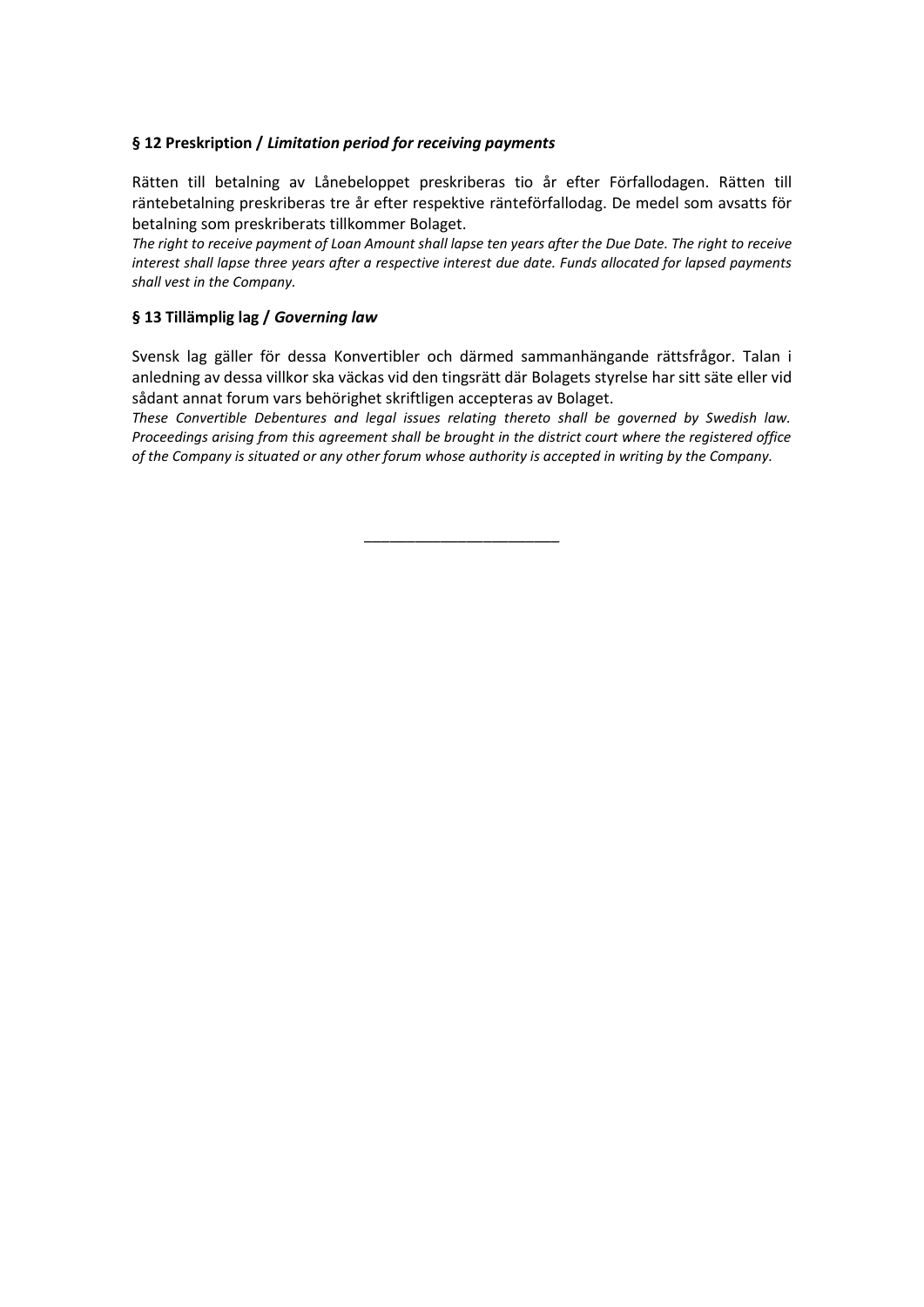### § 12 Preskription / *Limitation period for receiving payments*

Rätten till betalning av Lånebeloppet preskriberas tio år efter Förfallodagen. Rätten till räntebetalning preskriberas tre år efter respektive ränteförfallodag. De medel som avsatts för betalning som preskriberats tillkommer Bolaget.

*The right to receive payment of Loan Amount shall lapse ten years after the Due Date. The right to receive interest shall lapse three years after a respective interest due date. Funds allocated for lapsed payments shall vest in the Company.*

### § 13 Tillämplig lag / *Governing law*

Svensk lag gäller för dessa Konvertibler och därmed sammanhängande rättsfrågor. Talan i anledning av dessa villkor ska väckas vid den tingsrätt där Bolagets styrelse har sitt säte eller vid sådant annat forum vars behörighet skriftligen accepteras av Bolaget.

*These Convertible Debentures and legal issues relating thereto shall be governed by Swedish law. Proceedings arising from this agreement shall be brought in the district court where the registered office of the Company is situated or any other forum whose authority is accepted in writing by the Company.*

\_\_\_\_\_\_\_\_\_\_\_\_\_\_\_\_\_\_\_\_\_\_\_\_